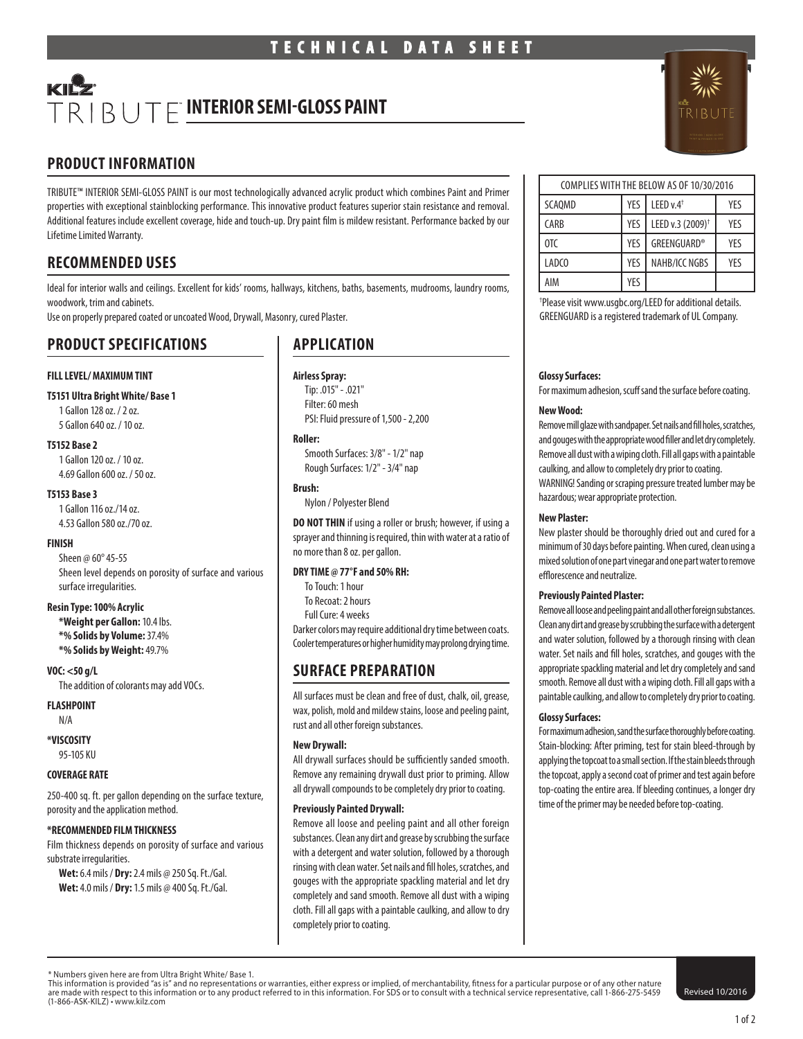# TECHNICAL DATA SHEET

# KILZ TRIBUTE™ INTERIOR SEMI-GLOSS PAINT

## PRODUCT INFORMATION

TRIBUTE™ INTERIOR SEMI-GLOSS PAINT is our most technologically advanced acrylic product which combines Paint and Primer properties with exceptional stainblocking performance. This innovative product features superior stain resistance and removal. Additional features include excellent coverage, hide and touch-up. Dry paint film is mildew resistant. Performance backed by our Lifetime Limited Warranty.

| COMPLIES WITH THE BELOW AS OF 10/30/2016 | | | |
|---|---|---|---|
| SCAQMD | YES | LEED v.4† | YES |
| CARB | YES | LEED v.3 (2009)† | YES |
| OTC | YES | GREENGUARD® | YES |
| LADCO | YES | NAHB/ICC NGBS | YES |
| AIM | YES | | |

†Please visit www.usgbc.org/LEED for additional details. GREENGUARD is a registered trademark of UL Company.

## RECOMMENDED USES

Ideal for interior walls and ceilings. Excellent for kids' rooms, hallways, kitchens, baths, basements, mudrooms, laundry rooms, woodwork, trim and cabinets.

Use on properly prepared coated or uncoated Wood, Drywall, Masonry, cured Plaster.

## PRODUCT SPECIFICATIONS

**FILL LEVEL/ MAXIMUM TINT**

**T5151 Ultra Bright White/ Base 1**
- 1 Gallon 128 oz. / 2 oz.
- 5 Gallon 640 oz. / 10 oz.

**T5152 Base 2**
- 1 Gallon 120 oz. / 10 oz.
- 4.69 Gallon 600 oz. / 50 oz.

**T5153 Base 3**
- 1 Gallon 116 oz./14 oz.
- 4.53 Gallon 580 oz./70 oz.

**FINISH**

Sheen @ 60° 45-55

Sheen level depends on porosity of surface and various surface irregularities.

**Resin Type: 100% Acrylic**

**\*Weight per Gallon:** 10.4 lbs.
**\*% Solids by Volume:** 37.4%
**\*% Solids by Weight:** 49.7%

**VOC: <50 g/L**

The addition of colorants may add VOCs.

**FLASHPOINT**

N/A

**\*VISCOSITY**

95-105 KU

**COVERAGE RATE**

250-400 sq. ft. per gallon depending on the surface texture, porosity and the application method.

**\*RECOMMENDED FILM THICKNESS**

Film thickness depends on porosity of surface and various substrate irregularities.

**Wet:** 6.4 mils / **Dry:** 2.4 mils @ 250 Sq. Ft./Gal.
**Wet:** 4.0 mils / **Dry:** 1.5 mils @ 400 Sq. Ft./Gal.

## APPLICATION

**Airless Spray:**

Tip: .015" - .021"
Filter: 60 mesh
PSI: Fluid pressure of 1,500 - 2,200

**Roller:**

Smooth Surfaces: 3/8" - 1/2" nap
Rough Surfaces: 1/2" - 3/4" nap

**Brush:**

Nylon / Polyester Blend

**DO NOT THIN** if using a roller or brush; however, if using a sprayer and thinning is required, thin with water at a ratio of no more than 8 oz. per gallon.

**DRY TIME @ 77°F and 50% RH:**

To Touch: 1 hour
To Recoat: 2 hours
Full Cure: 4 weeks

Darker colors may require additional dry time between coats. Cooler temperatures or higher humidity may prolong drying time.

## SURFACE PREPARATION

All surfaces must be clean and free of dust, chalk, oil, grease, wax, polish, mold and mildew stains, loose and peeling paint, rust and all other foreign substances.

**New Drywall:**

All drywall surfaces should be sufficiently sanded smooth. Remove any remaining drywall dust prior to priming. Allow all drywall compounds to be completely dry prior to coating.

**Previously Painted Drywall:**

Remove all loose and peeling paint and all other foreign substances. Clean any dirt and grease by scrubbing the surface with a detergent and water solution, followed by a thorough rinsing with clean water. Set nails and fill holes, scratches, and gouges with the appropriate spackling material and let dry completely and sand smooth. Remove all dust with a wiping cloth. Fill all gaps with a paintable caulking, and allow to dry completely prior to coating.

**Glossy Surfaces:**

For maximum adhesion, scuff sand the surface before coating.

**New Wood:**

Remove mill glaze with sandpaper. Set nails and fill holes, scratches, and gouges with the appropriate wood filler and let dry completely. Remove all dust with a wiping cloth. Fill all gaps with a paintable caulking, and allow to completely dry prior to coating.

WARNING! Sanding or scraping pressure treated lumber may be hazardous; wear appropriate protection.

**New Plaster:**

New plaster should be thoroughly dried out and cured for a minimum of 30 days before painting. When cured, clean using a mixed solution of one part vinegar and one part water to remove efflorescence and neutralize.

**Previously Painted Plaster:**

Remove all loose and peeling paint and all other foreign substances. Clean any dirt and grease by scrubbing the surface with a detergent and water solution, followed by a thorough rinsing with clean water. Set nails and fill holes, scratches, and gouges with the appropriate spackling material and let dry completely and sand smooth. Remove all dust with a wiping cloth. Fill all gaps with a paintable caulking, and allow to completely dry prior to coating.

**Glossy Surfaces:**

For maximum adhesion, sand the surface thoroughly before coating. Stain-blocking: After priming, test for stain bleed-through by applying the topcoat to a small section. If the stain bleeds through the topcoat, apply a second coat of primer and test again before top-coating the entire area. If bleeding continues, a longer dry time of the primer may be needed before top-coating.

---

\* Numbers given here are from Ultra Bright White/ Base 1.

This information is provided "as is" and no representations or warranties, either express or implied, of merchantability, fitness for a particular purpose or of any other nature are made with respect to this information or to any product referred to in this information. For SDS or to consult with a technical service representative, call 1-866-275-5459 (1-866-ASK-KILZ) • www.kilz.com

Revised 10/2016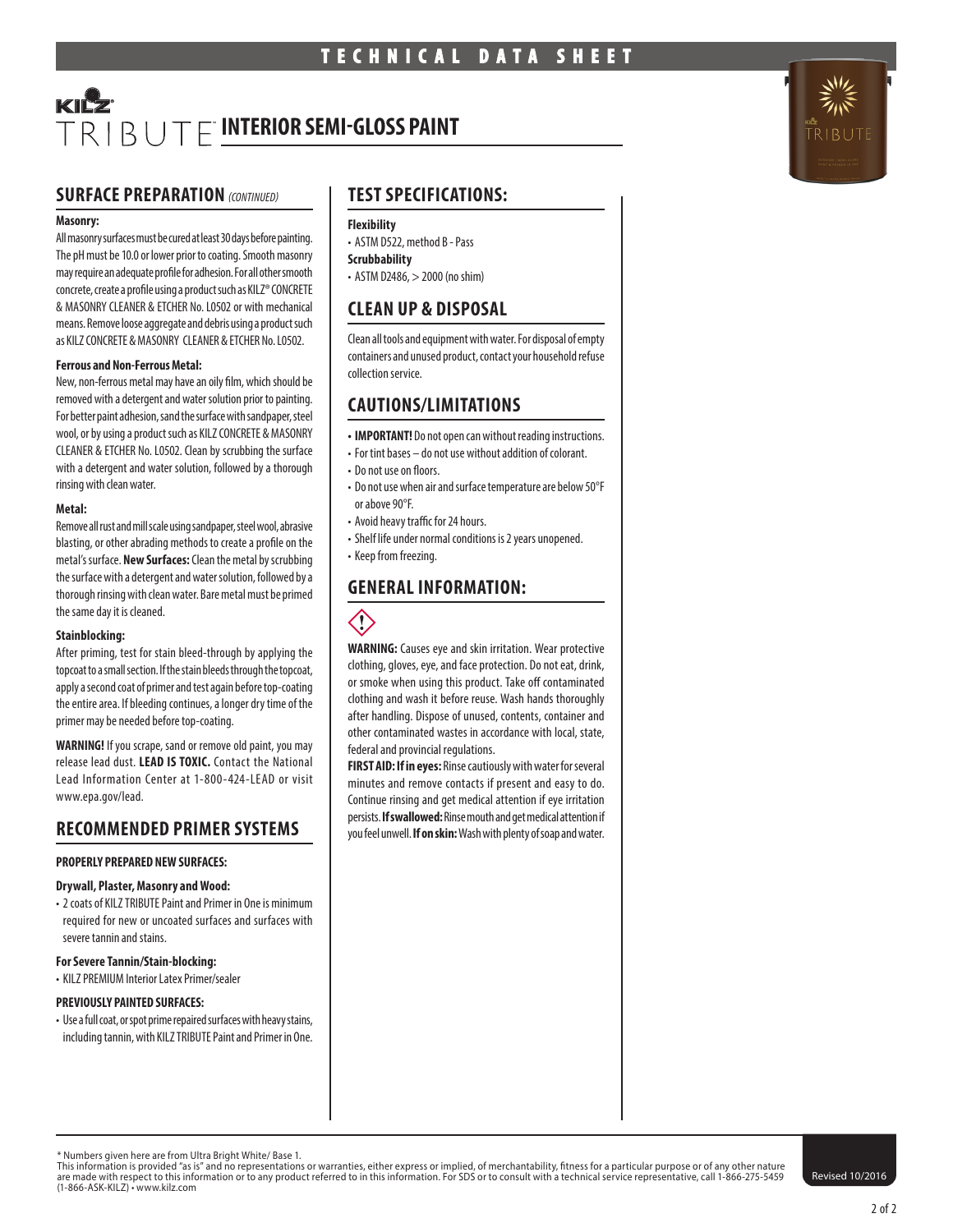# KILZ TRIBUTE™ INTERIOR SEMI-GLOSS PAINT

## SURFACE PREPARATION *(CONTINUED)*

**Masonry:**

All masonry surfaces must be cured at least 30 days before painting. The pH must be 10.0 or lower prior to coating. Smooth masonry may require an adequate profile for adhesion. For all other smooth concrete, create a profile using a product such as KILZ® CONCRETE & MASONRY CLEANER & ETCHER No. L0502 or with mechanical means. Remove loose aggregate and debris using a product such as KILZ CONCRETE & MASONRY CLEANER & ETCHER No. L0502.

**Ferrous and Non-Ferrous Metal:**

New, non-ferrous metal may have an oily film, which should be removed with a detergent and water solution prior to painting. For better paint adhesion, sand the surface with sandpaper, steel wool, or by using a product such as KILZ CONCRETE & MASONRY CLEANER & ETCHER No. L0502. Clean by scrubbing the surface with a detergent and water solution, followed by a thorough rinsing with clean water.

**Metal:**

Remove all rust and mill scale using sandpaper, steel wool, abrasive blasting, or other abrading methods to create a profile on the metal's surface. **New Surfaces:** Clean the metal by scrubbing the surface with a detergent and water solution, followed by a thorough rinsing with clean water. Bare metal must be primed the same day it is cleaned.

**Stainblocking:**

After priming, test for stain bleed-through by applying the topcoat to a small section. If the stain bleeds through the topcoat, apply a second coat of primer and test again before top-coating the entire area. If bleeding continues, a longer dry time of the primer may be needed before top-coating.

**WARNING!** If you scrape, sand or remove old paint, you may release lead dust. **LEAD IS TOXIC.** Contact the National Lead Information Center at 1-800-424-LEAD or visit www.epa.gov/lead.

## RECOMMENDED PRIMER SYSTEMS

**PROPERLY PREPARED NEW SURFACES:**

**Drywall, Plaster, Masonry and Wood:**

- 2 coats of KILZ TRIBUTE Paint and Primer in One is minimum required for new or uncoated surfaces and surfaces with severe tannin and stains.

**For Severe Tannin/Stain-blocking:**

- KILZ PREMIUM Interior Latex Primer/sealer

**PREVIOUSLY PAINTED SURFACES:**

- Use a full coat, or spot prime repaired surfaces with heavy stains, including tannin, with KILZ TRIBUTE Paint and Primer in One.

## TEST SPECIFICATIONS:

**Flexibility**

- ASTM D522, method B - Pass

**Scrubbability**

- ASTM D2486, > 2000 (no shim)

## CLEAN UP & DISPOSAL

Clean all tools and equipment with water. For disposal of empty containers and unused product, contact your household refuse collection service.

## CAUTIONS/LIMITATIONS

- **IMPORTANT!** Do not open can without reading instructions.
- For tint bases – do not use without addition of colorant.
- Do not use on floors.
- Do not use when air and surface temperature are below 50°F or above 90°F.
- Avoid heavy traffic for 24 hours.
- Shelf life under normal conditions is 2 years unopened.
- Keep from freezing.

## GENERAL INFORMATION:

**WARNING:** Causes eye and skin irritation. Wear protective clothing, gloves, eye, and face protection. Do not eat, drink, or smoke when using this product. Take off contaminated clothing and wash it before reuse. Wash hands thoroughly after handling. Dispose of unused, contents, container and other contaminated wastes in accordance with local, state, federal and provincial regulations.

**FIRST AID: If in eyes:** Rinse cautiously with water for several minutes and remove contacts if present and easy to do. Continue rinsing and get medical attention if eye irritation persists. **If swallowed:** Rinse mouth and get medical attention if you feel unwell. **If on skin:** Wash with plenty of soap and water.

* Numbers given here are from Ultra Bright White/ Base 1.
This information is provided "as is" and no representations or warranties, either express or implied, of merchantability, fitness for a particular purpose or of any other nature are made with respect to this information or to any product referred to in this information. For SDS or to consult with a technical service representative, call 1-866-275-5459 (1-866-ASK-KILZ) • www.kilz.com

Revised 10/2016